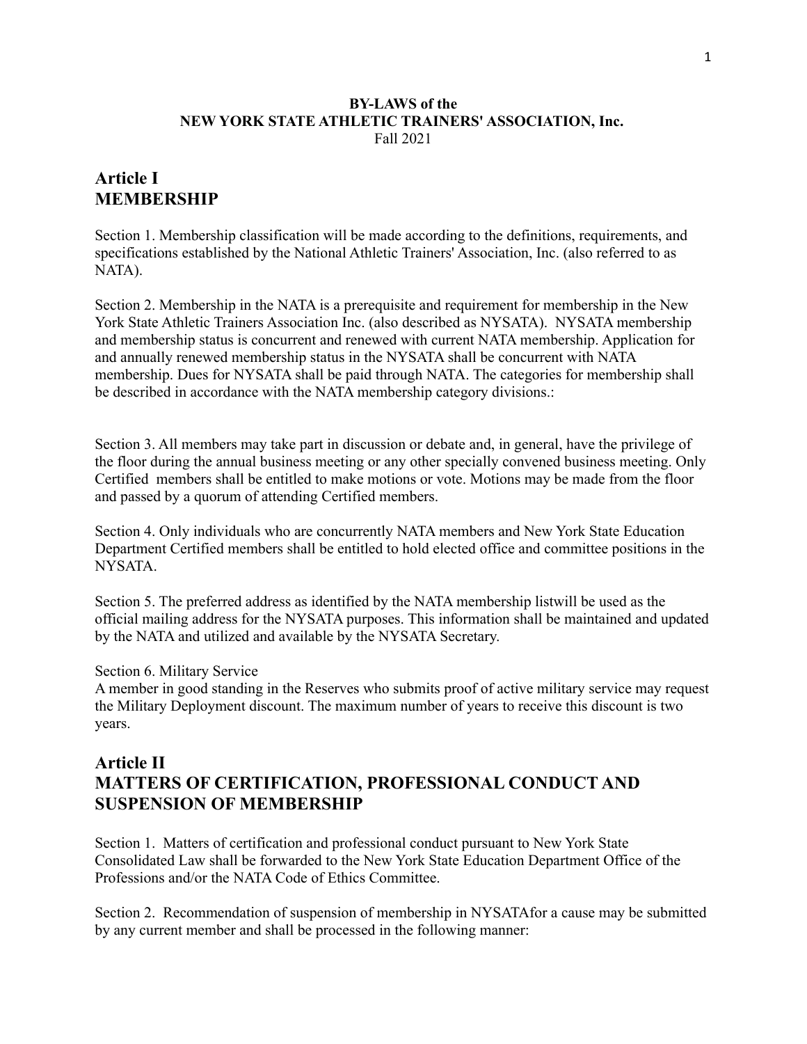**BY-LAWS of the**
**NEW YORK STATE ATHLETIC TRAINERS' ASSOCIATION, Inc.**
Fall 2021

## Article I
## MEMBERSHIP

Section 1. Membership classification will be made according to the definitions, requirements, and specifications established by the National Athletic Trainers' Association, Inc. (also referred to as NATA).

Section 2. Membership in the NATA is a prerequisite and requirement for membership in the New York State Athletic Trainers Association Inc. (also described as NYSATA). NYSATA membership and membership status is concurrent and renewed with current NATA membership. Application for and annually renewed membership status in the NYSATA shall be concurrent with NATA membership. Dues for NYSATA shall be paid through NATA. The categories for membership shall be described in accordance with the NATA membership category divisions.:

Section 3. All members may take part in discussion or debate and, in general, have the privilege of the floor during the annual business meeting or any other specially convened business meeting. Only Certified members shall be entitled to make motions or vote. Motions may be made from the floor and passed by a quorum of attending Certified members.

Section 4. Only individuals who are concurrently NATA members and New York State Education Department Certified members shall be entitled to hold elected office and committee positions in the NYSATA.

Section 5. The preferred address as identified by the NATA membership listwill be used as the official mailing address for the NYSATA purposes. This information shall be maintained and updated by the NATA and utilized and available by the NYSATA Secretary.

Section 6. Military Service
A member in good standing in the Reserves who submits proof of active military service may request the Military Deployment discount. The maximum number of years to receive this discount is two years.

## Article II
## MATTERS OF CERTIFICATION, PROFESSIONAL CONDUCT AND SUSPENSION OF MEMBERSHIP

Section 1. Matters of certification and professional conduct pursuant to New York State Consolidated Law shall be forwarded to the New York State Education Department Office of the Professions and/or the NATA Code of Ethics Committee.

Section 2. Recommendation of suspension of membership in NYSATAfor a cause may be submitted by any current member and shall be processed in the following manner: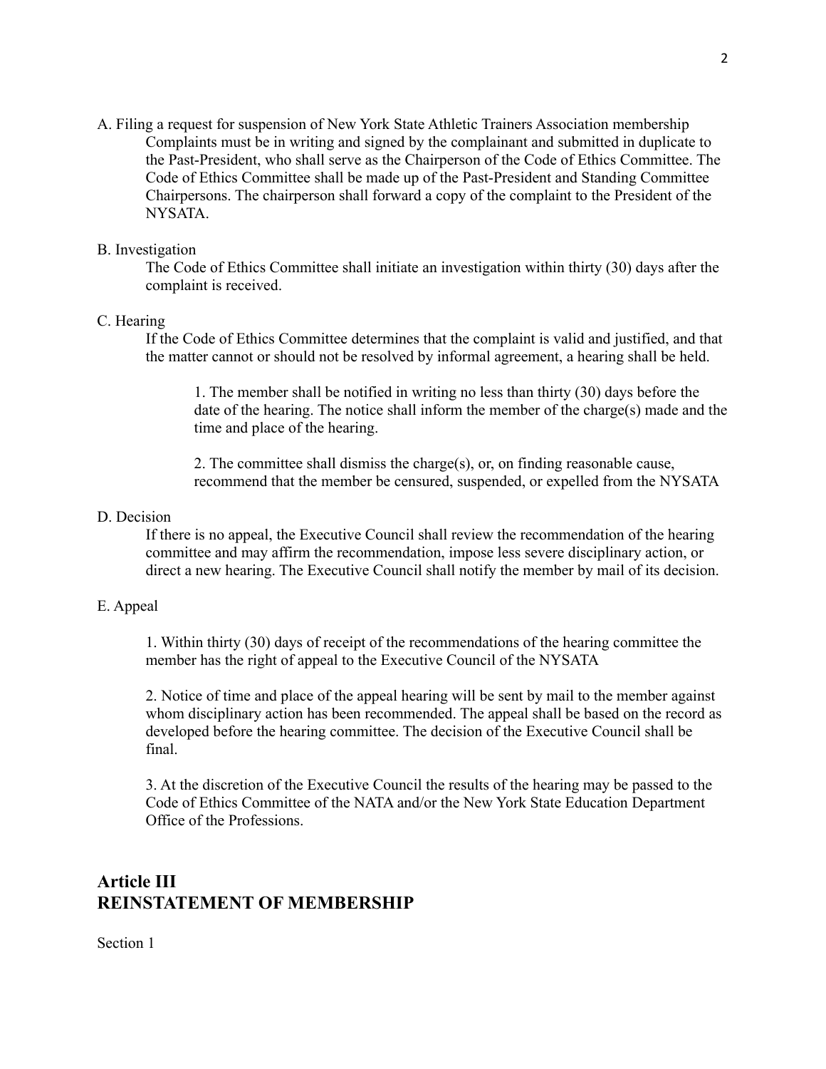A. Filing a request for suspension of New York State Athletic Trainers Association membership

Complaints must be in writing and signed by the complainant and submitted in duplicate to the Past-President, who shall serve as the Chairperson of the Code of Ethics Committee. The Code of Ethics Committee shall be made up of the Past-President and Standing Committee Chairpersons. The chairperson shall forward a copy of the complaint to the President of the NYSATA.

B. Investigation

The Code of Ethics Committee shall initiate an investigation within thirty (30) days after the complaint is received.

C. Hearing

If the Code of Ethics Committee determines that the complaint is valid and justified, and that the matter cannot or should not be resolved by informal agreement, a hearing shall be held.

1. The member shall be notified in writing no less than thirty (30) days before the date of the hearing. The notice shall inform the member of the charge(s) made and the time and place of the hearing.

2. The committee shall dismiss the charge(s), or, on finding reasonable cause, recommend that the member be censured, suspended, or expelled from the NYSATA

D. Decision

If there is no appeal, the Executive Council shall review the recommendation of the hearing committee and may affirm the recommendation, impose less severe disciplinary action, or direct a new hearing. The Executive Council shall notify the member by mail of its decision.

E. Appeal

1. Within thirty (30) days of receipt of the recommendations of the hearing committee the member has the right of appeal to the Executive Council of the NYSATA

2. Notice of time and place of the appeal hearing will be sent by mail to the member against whom disciplinary action has been recommended. The appeal shall be based on the record as developed before the hearing committee. The decision of the Executive Council shall be final.

3. At the discretion of the Executive Council the results of the hearing may be passed to the Code of Ethics Committee of the NATA and/or the New York State Education Department Office of the Professions.

## Article III
## REINSTATEMENT OF MEMBERSHIP

Section 1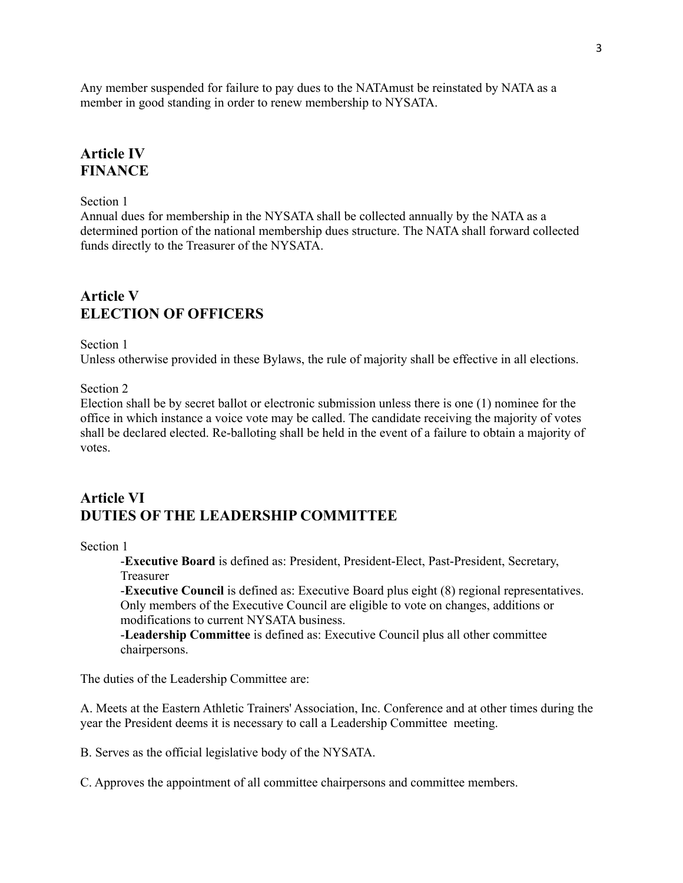Any member suspended for failure to pay dues to the NATAmust be reinstated by NATA as a member in good standing in order to renew membership to NYSATA.

## Article IV
## FINANCE

Section 1
Annual dues for membership in the NYSATA shall be collected annually by the NATA as a determined portion of the national membership dues structure. The NATA shall forward collected funds directly to the Treasurer of the NYSATA.

## Article V
## ELECTION OF OFFICERS

Section 1
Unless otherwise provided in these Bylaws, the rule of majority shall be effective in all elections.

Section 2
Election shall be by secret ballot or electronic submission unless there is one (1) nominee for the office in which instance a voice vote may be called. The candidate receiving the majority of votes shall be declared elected. Re-balloting shall be held in the event of a failure to obtain a majority of votes.

## Article VI
## DUTIES OF THE LEADERSHIP COMMITTEE

Section 1

-**Executive Board** is defined as: President, President-Elect, Past-President, Secretary, Treasurer
-**Executive Council** is defined as: Executive Board plus eight (8) regional representatives. Only members of the Executive Council are eligible to vote on changes, additions or modifications to current NYSATA business.
-**Leadership Committee** is defined as: Executive Council plus all other committee chairpersons.

The duties of the Leadership Committee are:

A. Meets at the Eastern Athletic Trainers' Association, Inc. Conference and at other times during the year the President deems it is necessary to call a Leadership Committee meeting.

B. Serves as the official legislative body of the NYSATA.

C. Approves the appointment of all committee chairpersons and committee members.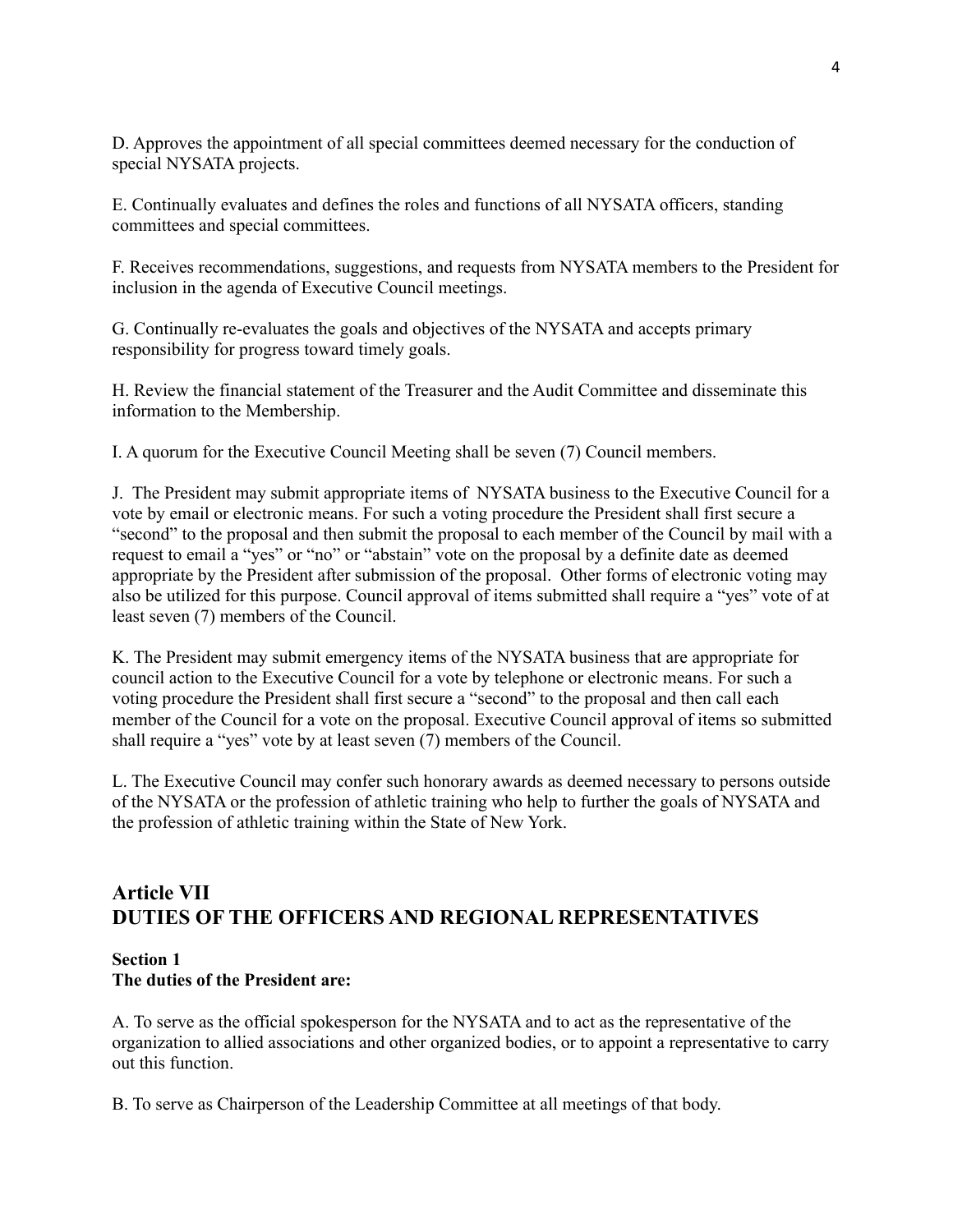D. Approves the appointment of all special committees deemed necessary for the conduction of special NYSATA projects.

E. Continually evaluates and defines the roles and functions of all NYSATA officers, standing committees and special committees.

F. Receives recommendations, suggestions, and requests from NYSATA members to the President for inclusion in the agenda of Executive Council meetings.

G. Continually re-evaluates the goals and objectives of the NYSATA and accepts primary responsibility for progress toward timely goals.

H. Review the financial statement of the Treasurer and the Audit Committee and disseminate this information to the Membership.

I. A quorum for the Executive Council Meeting shall be seven (7) Council members.

J. The President may submit appropriate items of NYSATA business to the Executive Council for a vote by email or electronic means. For such a voting procedure the President shall first secure a "second" to the proposal and then submit the proposal to each member of the Council by mail with a request to email a "yes" or "no" or "abstain" vote on the proposal by a definite date as deemed appropriate by the President after submission of the proposal. Other forms of electronic voting may also be utilized for this purpose. Council approval of items submitted shall require a "yes" vote of at least seven (7) members of the Council.

K. The President may submit emergency items of the NYSATA business that are appropriate for council action to the Executive Council for a vote by telephone or electronic means. For such a voting procedure the President shall first secure a "second" to the proposal and then call each member of the Council for a vote on the proposal. Executive Council approval of items so submitted shall require a "yes" vote by at least seven (7) members of the Council.

L. The Executive Council may confer such honorary awards as deemed necessary to persons outside of the NYSATA or the profession of athletic training who help to further the goals of NYSATA and the profession of athletic training within the State of New York.

## Article VII
## DUTIES OF THE OFFICERS AND REGIONAL REPRESENTATIVES

**Section 1**
**The duties of the President are:**

A. To serve as the official spokesperson for the NYSATA and to act as the representative of the organization to allied associations and other organized bodies, or to appoint a representative to carry out this function.

B. To serve as Chairperson of the Leadership Committee at all meetings of that body.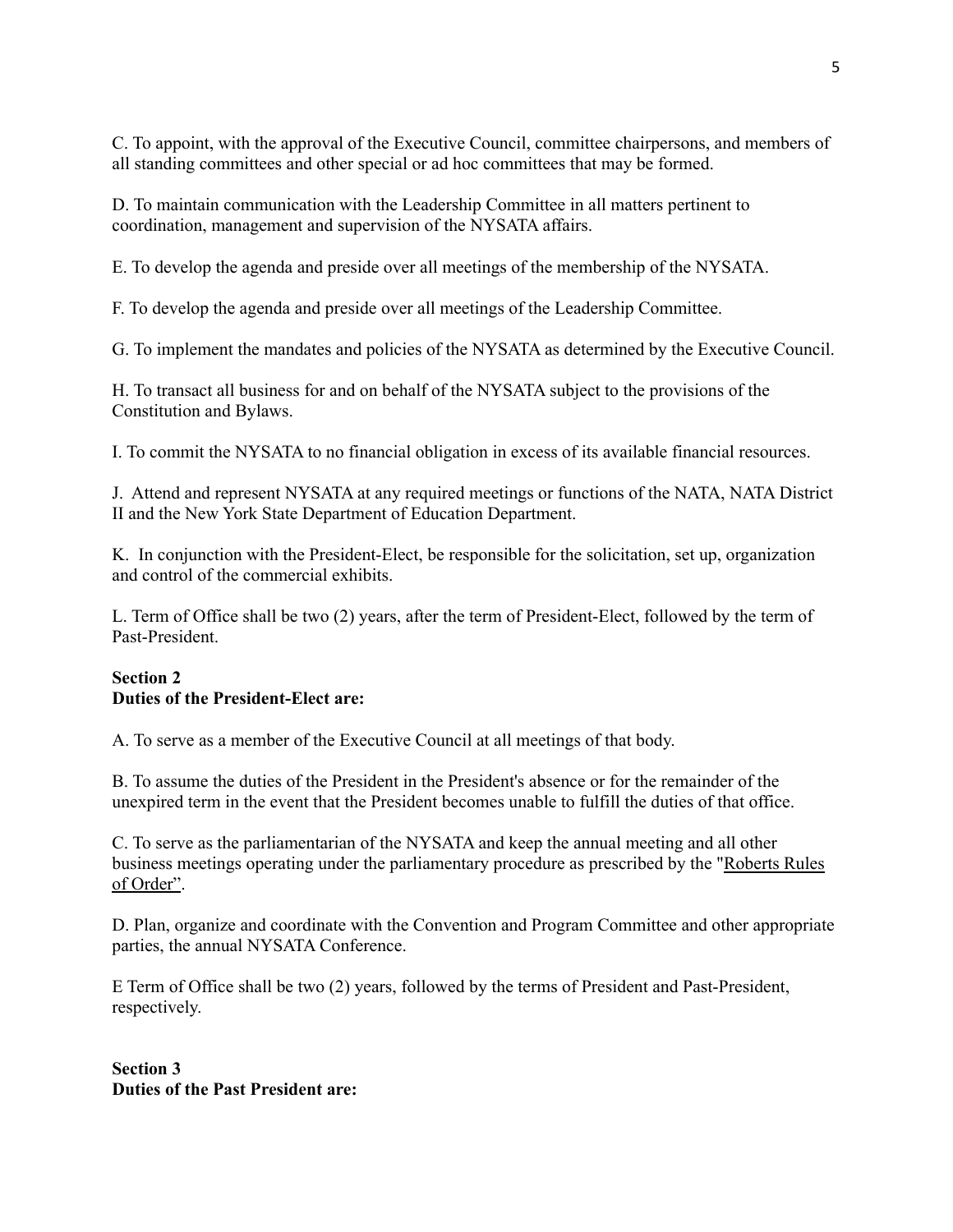C. To appoint, with the approval of the Executive Council, committee chairpersons, and members of all standing committees and other special or ad hoc committees that may be formed.

D. To maintain communication with the Leadership Committee in all matters pertinent to coordination, management and supervision of the NYSATA affairs.

E. To develop the agenda and preside over all meetings of the membership of the NYSATA.

F. To develop the agenda and preside over all meetings of the Leadership Committee.

G. To implement the mandates and policies of the NYSATA as determined by the Executive Council.

H. To transact all business for and on behalf of the NYSATA subject to the provisions of the Constitution and Bylaws.

I. To commit the NYSATA to no financial obligation in excess of its available financial resources.

J. Attend and represent NYSATA at any required meetings or functions of the NATA, NATA District II and the New York State Department of Education Department.

K. In conjunction with the President-Elect, be responsible for the solicitation, set up, organization and control of the commercial exhibits.

L. Term of Office shall be two (2) years, after the term of President-Elect, followed by the term of Past-President.

**Section 2**
**Duties of the President-Elect are:**

A. To serve as a member of the Executive Council at all meetings of that body.

B. To assume the duties of the President in the President's absence or for the remainder of the unexpired term in the event that the President becomes unable to fulfill the duties of that office.

C. To serve as the parliamentarian of the NYSATA and keep the annual meeting and all other business meetings operating under the parliamentary procedure as prescribed by the "Roberts Rules of Order".

D. Plan, organize and coordinate with the Convention and Program Committee and other appropriate parties, the annual NYSATA Conference.

E Term of Office shall be two (2) years, followed by the terms of President and Past-President, respectively.

**Section 3**
**Duties of the Past President are:**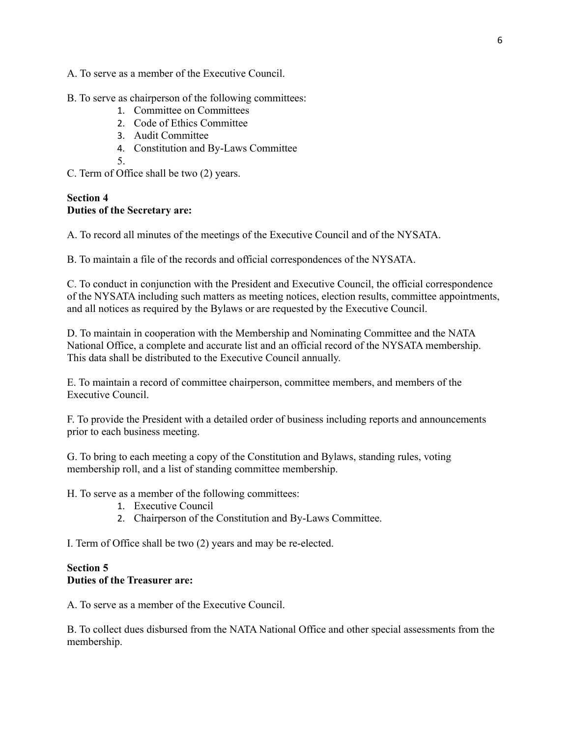A. To serve as a member of the Executive Council.

B. To serve as chairperson of the following committees:

1. Committee on Committees
2. Code of Ethics Committee
3. Audit Committee
4. Constitution and By-Laws Committee
5.

C. Term of Office shall be two (2) years.

**Section 4**
**Duties of the Secretary are:**

A. To record all minutes of the meetings of the Executive Council and of the NYSATA.

B. To maintain a file of the records and official correspondences of the NYSATA.

C. To conduct in conjunction with the President and Executive Council, the official correspondence of the NYSATA including such matters as meeting notices, election results, committee appointments, and all notices as required by the Bylaws or are requested by the Executive Council.

D. To maintain in cooperation with the Membership and Nominating Committee and the NATA National Office, a complete and accurate list and an official record of the NYSATA membership. This data shall be distributed to the Executive Council annually.

E. To maintain a record of committee chairperson, committee members, and members of the Executive Council.

F. To provide the President with a detailed order of business including reports and announcements prior to each business meeting.

G. To bring to each meeting a copy of the Constitution and Bylaws, standing rules, voting membership roll, and a list of standing committee membership.

H. To serve as a member of the following committees:

1. Executive Council
2. Chairperson of the Constitution and By-Laws Committee.

I. Term of Office shall be two (2) years and may be re-elected.

**Section 5**
**Duties of the Treasurer are:**

A. To serve as a member of the Executive Council.

B. To collect dues disbursed from the NATA National Office and other special assessments from the membership.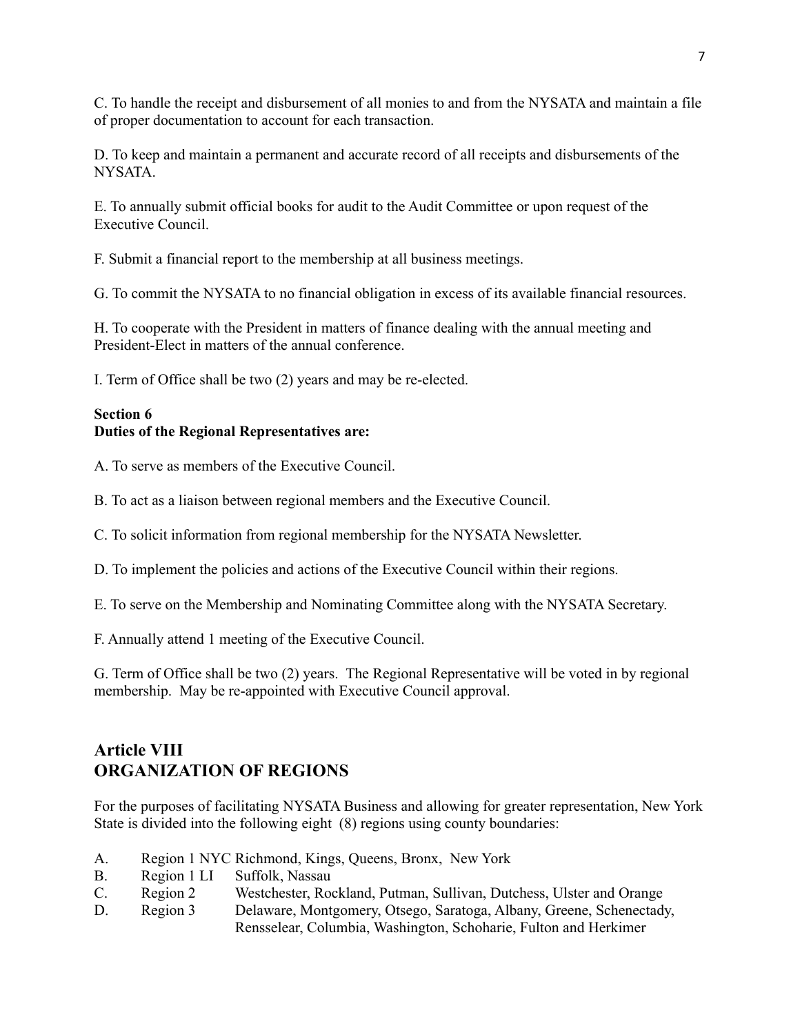C. To handle the receipt and disbursement of all monies to and from the NYSATA and maintain a file of proper documentation to account for each transaction.

D. To keep and maintain a permanent and accurate record of all receipts and disbursements of the NYSATA.

E. To annually submit official books for audit to the Audit Committee or upon request of the Executive Council.

F. Submit a financial report to the membership at all business meetings.

G. To commit the NYSATA to no financial obligation in excess of its available financial resources.

H. To cooperate with the President in matters of finance dealing with the annual meeting and President-Elect in matters of the annual conference.

I. Term of Office shall be two (2) years and may be re-elected.

**Section 6**
**Duties of the Regional Representatives are:**

A. To serve as members of the Executive Council.

B. To act as a liaison between regional members and the Executive Council.

C. To solicit information from regional membership for the NYSATA Newsletter.

D. To implement the policies and actions of the Executive Council within their regions.

E. To serve on the Membership and Nominating Committee along with the NYSATA Secretary.

F. Annually attend 1 meeting of the Executive Council.

G. Term of Office shall be two (2) years. The Regional Representative will be voted in by regional membership. May be re-appointed with Executive Council approval.

## Article VIII
## ORGANIZATION OF REGIONS

For the purposes of facilitating NYSATA Business and allowing for greater representation, New York State is divided into the following eight (8) regions using county boundaries:

A. Region 1 NYC Richmond, Kings, Queens, Bronx, New York
B. Region 1 LI Suffolk, Nassau
C. Region 2 Westchester, Rockland, Putman, Sullivan, Dutchess, Ulster and Orange
D. Region 3 Delaware, Montgomery, Otsego, Saratoga, Albany, Greene, Schenectady, Rensselear, Columbia, Washington, Schoharie, Fulton and Herkimer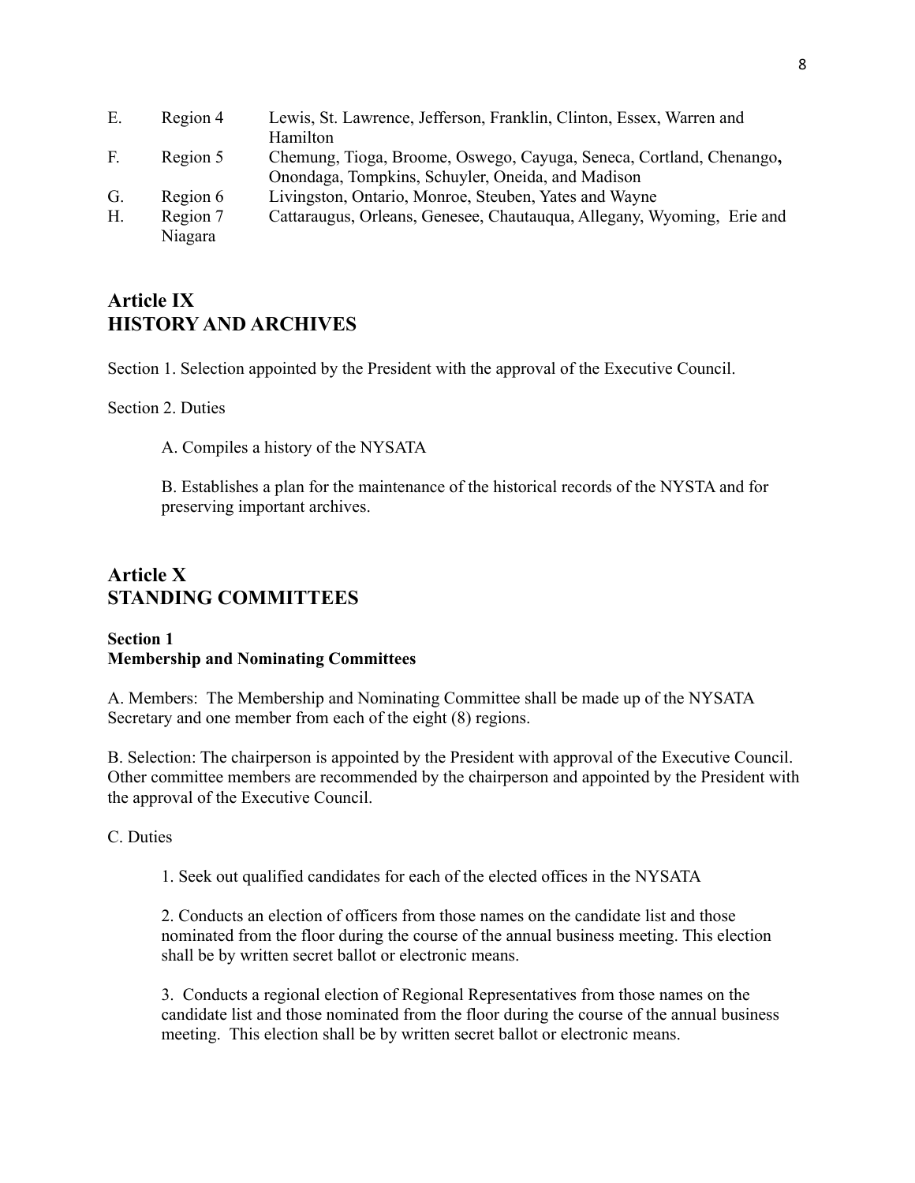| | | |
|---|---|---|
| E. | Region 4 | Lewis, St. Lawrence, Jefferson, Franklin, Clinton, Essex, Warren and Hamilton |
| F. | Region 5 | Chemung, Tioga, Broome, Oswego, Cayuga, Seneca, Cortland, Chenango, Onondaga, Tompkins, Schuyler, Oneida, and Madison |
| G. | Region 6 | Livingston, Ontario, Monroe, Steuben, Yates and Wayne |
| H. | Region 7 | Cattaraugus, Orleans, Genesee, Chautauqua, Allegany, Wyoming, Erie and Niagara |

## Article IX
## HISTORY AND ARCHIVES

Section 1. Selection appointed by the President with the approval of the Executive Council.

Section 2. Duties

A. Compiles a history of the NYSATA

B. Establishes a plan for the maintenance of the historical records of the NYSTA and for preserving important archives.

## Article X
## STANDING COMMITTEES

**Section 1**
**Membership and Nominating Committees**

A. Members: The Membership and Nominating Committee shall be made up of the NYSATA Secretary and one member from each of the eight (8) regions.

B. Selection: The chairperson is appointed by the President with approval of the Executive Council. Other committee members are recommended by the chairperson and appointed by the President with the approval of the Executive Council.

C. Duties

1. Seek out qualified candidates for each of the elected offices in the NYSATA

2. Conducts an election of officers from those names on the candidate list and those nominated from the floor during the course of the annual business meeting. This election shall be by written secret ballot or electronic means.

3. Conducts a regional election of Regional Representatives from those names on the candidate list and those nominated from the floor during the course of the annual business meeting. This election shall be by written secret ballot or electronic means.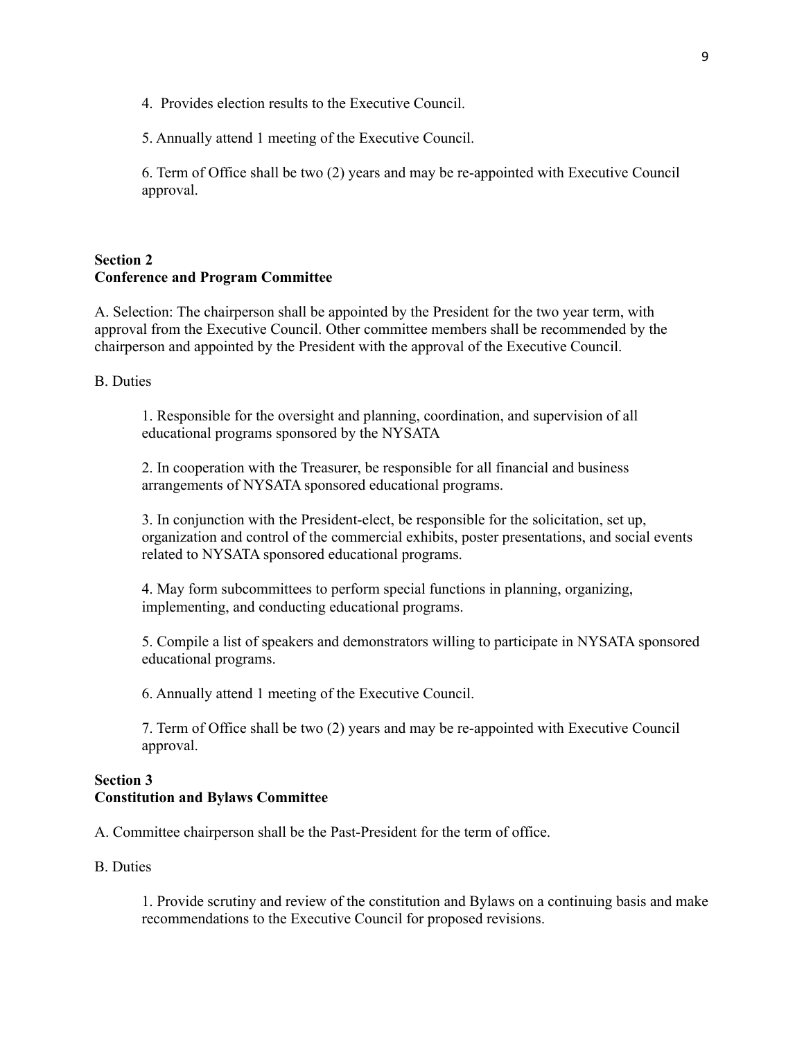4. Provides election results to the Executive Council.

5. Annually attend 1 meeting of the Executive Council.

6. Term of Office shall be two (2) years and may be re-appointed with Executive Council approval.

**Section 2**
**Conference and Program Committee**

A. Selection: The chairperson shall be appointed by the President for the two year term, with approval from the Executive Council. Other committee members shall be recommended by the chairperson and appointed by the President with the approval of the Executive Council.

B. Duties

1. Responsible for the oversight and planning, coordination, and supervision of all educational programs sponsored by the NYSATA

2. In cooperation with the Treasurer, be responsible for all financial and business arrangements of NYSATA sponsored educational programs.

3. In conjunction with the President-elect, be responsible for the solicitation, set up, organization and control of the commercial exhibits, poster presentations, and social events related to NYSATA sponsored educational programs.

4. May form subcommittees to perform special functions in planning, organizing, implementing, and conducting educational programs.

5. Compile a list of speakers and demonstrators willing to participate in NYSATA sponsored educational programs.

6. Annually attend 1 meeting of the Executive Council.

7. Term of Office shall be two (2) years and may be re-appointed with Executive Council approval.

**Section 3**
**Constitution and Bylaws Committee**

A. Committee chairperson shall be the Past-President for the term of office.

B. Duties

1. Provide scrutiny and review of the constitution and Bylaws on a continuing basis and make recommendations to the Executive Council for proposed revisions.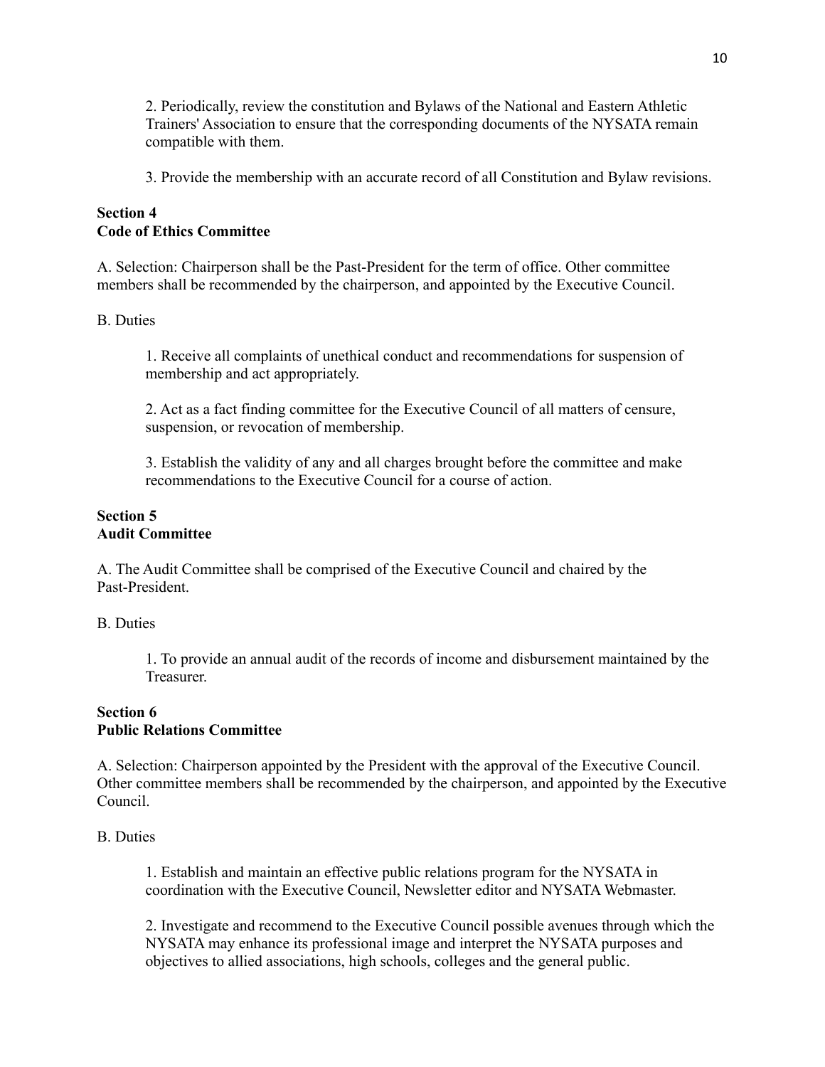2. Periodically, review the constitution and Bylaws of the National and Eastern Athletic Trainers' Association to ensure that the corresponding documents of the NYSATA remain compatible with them.

3. Provide the membership with an accurate record of all Constitution and Bylaw revisions.

**Section 4**
**Code of Ethics Committee**

A. Selection: Chairperson shall be the Past-President for the term of office. Other committee members shall be recommended by the chairperson, and appointed by the Executive Council.

B. Duties

1. Receive all complaints of unethical conduct and recommendations for suspension of membership and act appropriately.

2. Act as a fact finding committee for the Executive Council of all matters of censure, suspension, or revocation of membership.

3. Establish the validity of any and all charges brought before the committee and make recommendations to the Executive Council for a course of action.

**Section 5**
**Audit Committee**

A. The Audit Committee shall be comprised of the Executive Council and chaired by the Past-President.

B. Duties

1. To provide an annual audit of the records of income and disbursement maintained by the Treasurer.

**Section 6**
**Public Relations Committee**

A. Selection: Chairperson appointed by the President with the approval of the Executive Council. Other committee members shall be recommended by the chairperson, and appointed by the Executive Council.

B. Duties

1. Establish and maintain an effective public relations program for the NYSATA in coordination with the Executive Council, Newsletter editor and NYSATA Webmaster.

2. Investigate and recommend to the Executive Council possible avenues through which the NYSATA may enhance its professional image and interpret the NYSATA purposes and objectives to allied associations, high schools, colleges and the general public.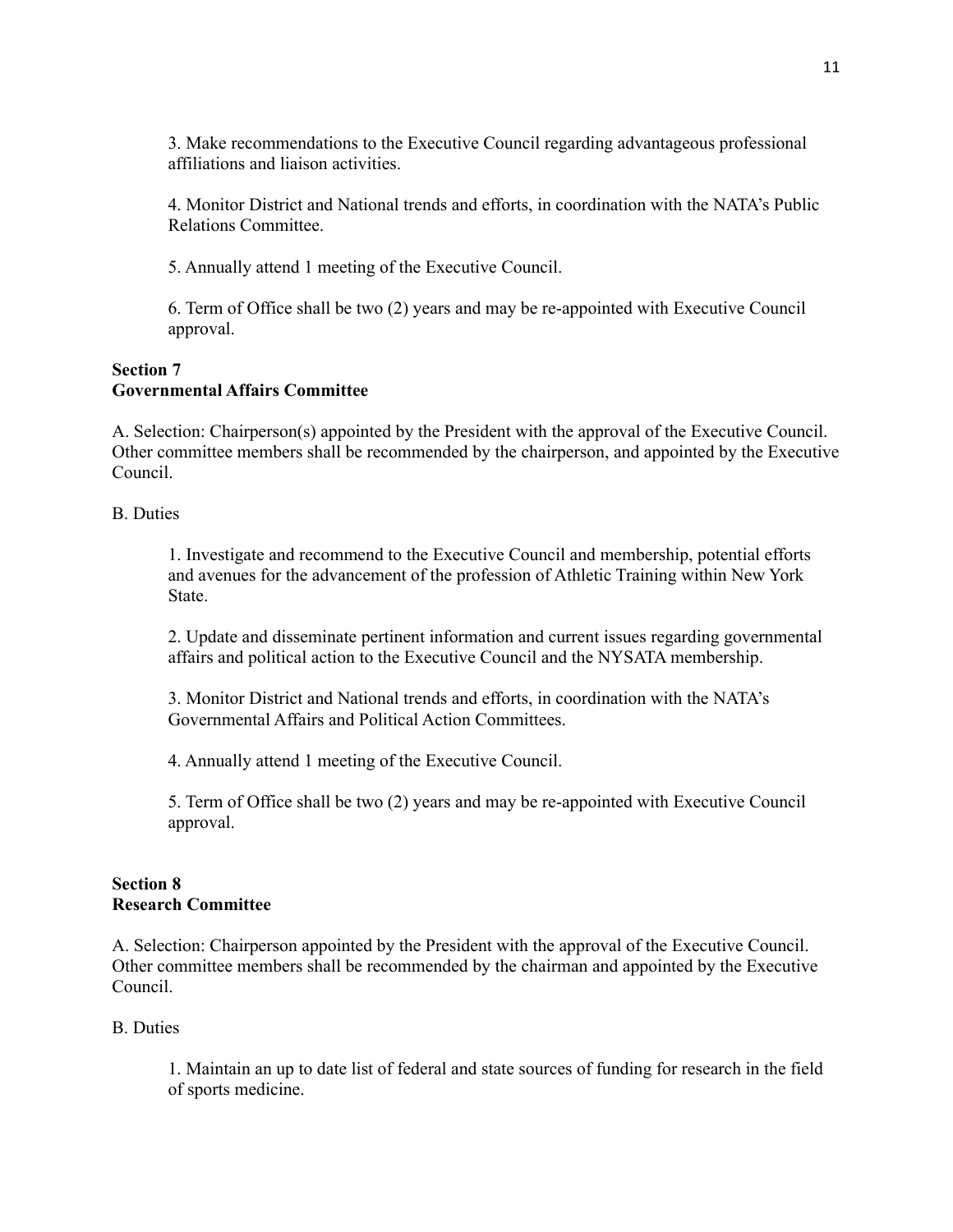3. Make recommendations to the Executive Council regarding advantageous professional affiliations and liaison activities.

4. Monitor District and National trends and efforts, in coordination with the NATA's Public Relations Committee.

5. Annually attend 1 meeting of the Executive Council.

6. Term of Office shall be two (2) years and may be re-appointed with Executive Council approval.

**Section 7**
**Governmental Affairs Committee**

A. Selection: Chairperson(s) appointed by the President with the approval of the Executive Council. Other committee members shall be recommended by the chairperson, and appointed by the Executive Council.

B. Duties

1. Investigate and recommend to the Executive Council and membership, potential efforts and avenues for the advancement of the profession of Athletic Training within New York State.

2. Update and disseminate pertinent information and current issues regarding governmental affairs and political action to the Executive Council and the NYSATA membership.

3. Monitor District and National trends and efforts, in coordination with the NATA's Governmental Affairs and Political Action Committees.

4. Annually attend 1 meeting of the Executive Council.

5. Term of Office shall be two (2) years and may be re-appointed with Executive Council approval.

**Section 8**
**Research Committee**

A. Selection: Chairperson appointed by the President with the approval of the Executive Council. Other committee members shall be recommended by the chairman and appointed by the Executive Council.

B. Duties

1. Maintain an up to date list of federal and state sources of funding for research in the field of sports medicine.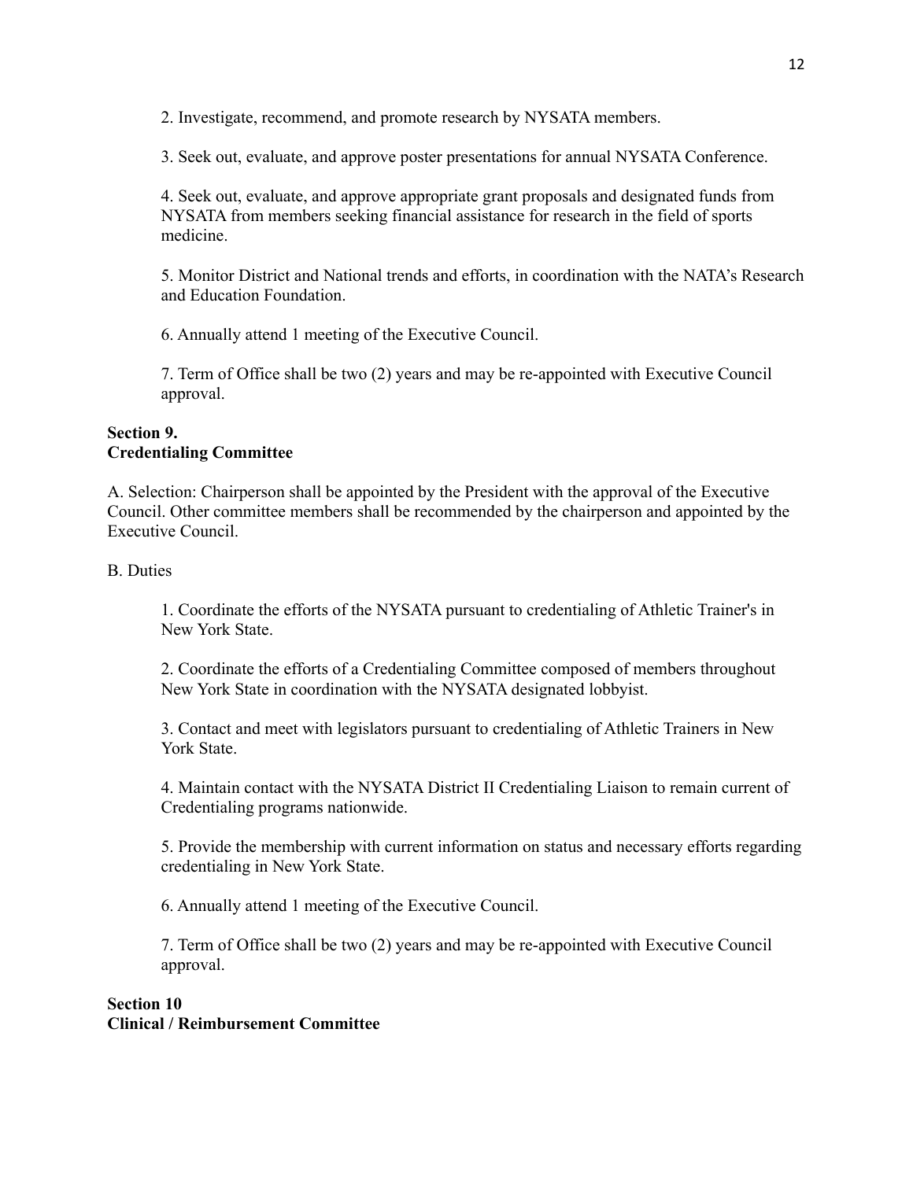2. Investigate, recommend, and promote research by NYSATA members.

3. Seek out, evaluate, and approve poster presentations for annual NYSATA Conference.

4. Seek out, evaluate, and approve appropriate grant proposals and designated funds from NYSATA from members seeking financial assistance for research in the field of sports medicine.

5. Monitor District and National trends and efforts, in coordination with the NATA's Research and Education Foundation.

6. Annually attend 1 meeting of the Executive Council.

7. Term of Office shall be two (2) years and may be re-appointed with Executive Council approval.

**Section 9.**
**Credentialing Committee**

A. Selection: Chairperson shall be appointed by the President with the approval of the Executive Council. Other committee members shall be recommended by the chairperson and appointed by the Executive Council.

B. Duties

1. Coordinate the efforts of the NYSATA pursuant to credentialing of Athletic Trainer's in New York State.

2. Coordinate the efforts of a Credentialing Committee composed of members throughout New York State in coordination with the NYSATA designated lobbyist.

3. Contact and meet with legislators pursuant to credentialing of Athletic Trainers in New York State.

4. Maintain contact with the NYSATA District II Credentialing Liaison to remain current of Credentialing programs nationwide.

5. Provide the membership with current information on status and necessary efforts regarding credentialing in New York State.

6. Annually attend 1 meeting of the Executive Council.

7. Term of Office shall be two (2) years and may be re-appointed with Executive Council approval.

**Section 10**
**Clinical / Reimbursement Committee**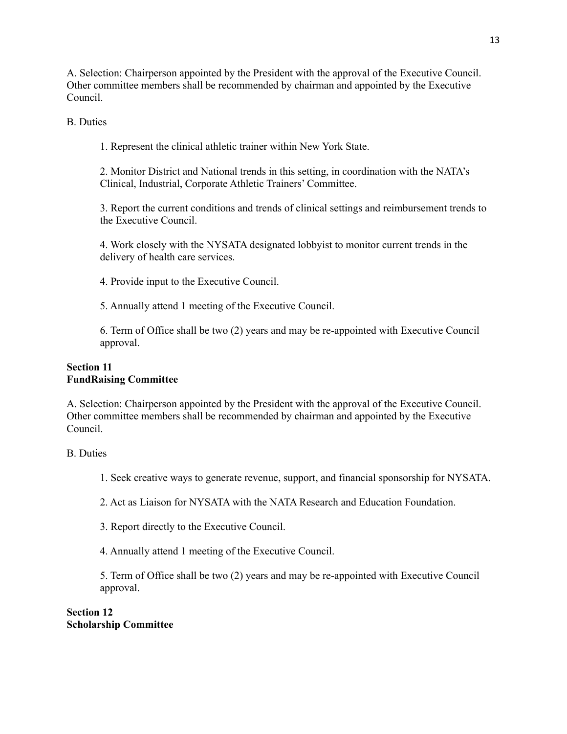A. Selection: Chairperson appointed by the President with the approval of the Executive Council. Other committee members shall be recommended by chairman and appointed by the Executive Council.

B. Duties

1. Represent the clinical athletic trainer within New York State.

2. Monitor District and National trends in this setting, in coordination with the NATA's Clinical, Industrial, Corporate Athletic Trainers' Committee.

3. Report the current conditions and trends of clinical settings and reimbursement trends to the Executive Council.

4. Work closely with the NYSATA designated lobbyist to monitor current trends in the delivery of health care services.

4. Provide input to the Executive Council.

5. Annually attend 1 meeting of the Executive Council.

6. Term of Office shall be two (2) years and may be re-appointed with Executive Council approval.

**Section 11**
**FundRaising Committee**

A. Selection: Chairperson appointed by the President with the approval of the Executive Council. Other committee members shall be recommended by chairman and appointed by the Executive Council.

B. Duties

1. Seek creative ways to generate revenue, support, and financial sponsorship for NYSATA.

2. Act as Liaison for NYSATA with the NATA Research and Education Foundation.

3. Report directly to the Executive Council.

4. Annually attend 1 meeting of the Executive Council.

5. Term of Office shall be two (2) years and may be re-appointed with Executive Council approval.

**Section 12**
**Scholarship Committee**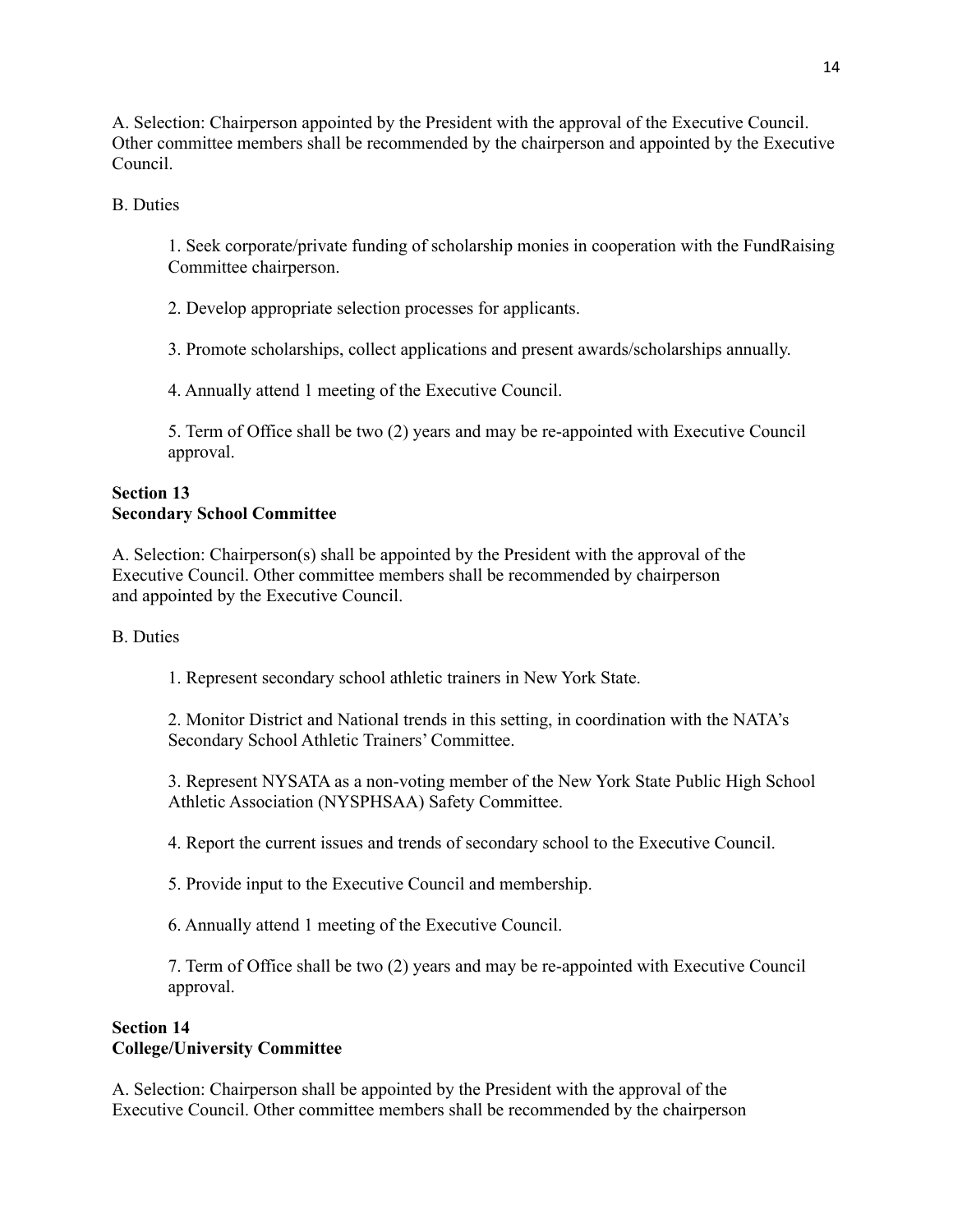A. Selection: Chairperson appointed by the President with the approval of the Executive Council. Other committee members shall be recommended by the chairperson and appointed by the Executive Council.

B. Duties

1. Seek corporate/private funding of scholarship monies in cooperation with the FundRaising Committee chairperson.

2. Develop appropriate selection processes for applicants.

3. Promote scholarships, collect applications and present awards/scholarships annually.

4. Annually attend 1 meeting of the Executive Council.

5. Term of Office shall be two (2) years and may be re-appointed with Executive Council approval.

**Section 13**
**Secondary School Committee**

A. Selection: Chairperson(s) shall be appointed by the President with the approval of the Executive Council. Other committee members shall be recommended by chairperson and appointed by the Executive Council.

B. Duties

1. Represent secondary school athletic trainers in New York State.

2. Monitor District and National trends in this setting, in coordination with the NATA's Secondary School Athletic Trainers' Committee.

3. Represent NYSATA as a non-voting member of the New York State Public High School Athletic Association (NYSPHSAA) Safety Committee.

4. Report the current issues and trends of secondary school to the Executive Council.

5. Provide input to the Executive Council and membership.

6. Annually attend 1 meeting of the Executive Council.

7. Term of Office shall be two (2) years and may be re-appointed with Executive Council approval.

**Section 14**
**College/University Committee**

A. Selection: Chairperson shall be appointed by the President with the approval of the Executive Council. Other committee members shall be recommended by the chairperson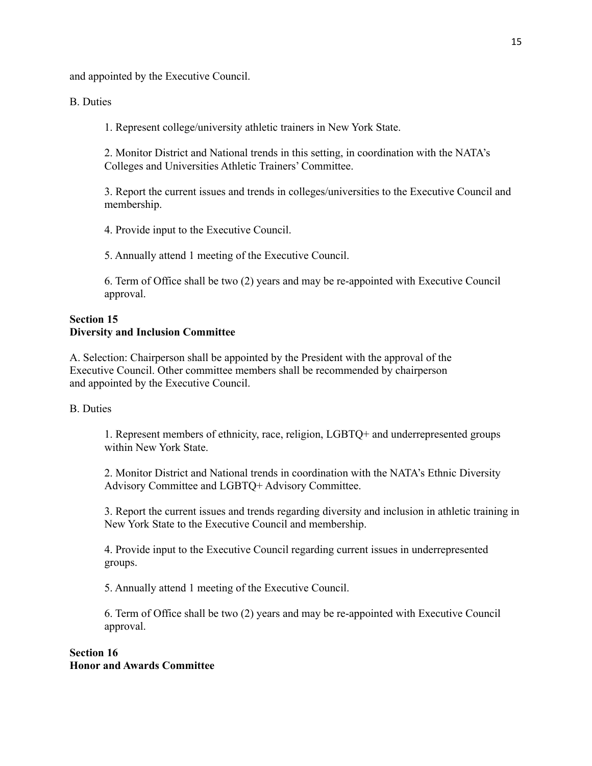and appointed by the Executive Council.

B. Duties

1. Represent college/university athletic trainers in New York State.

2. Monitor District and National trends in this setting, in coordination with the NATA's Colleges and Universities Athletic Trainers' Committee.

3. Report the current issues and trends in colleges/universities to the Executive Council and membership.

4. Provide input to the Executive Council.

5. Annually attend 1 meeting of the Executive Council.

6. Term of Office shall be two (2) years and may be re-appointed with Executive Council approval.

**Section 15**
**Diversity and Inclusion Committee**

A. Selection: Chairperson shall be appointed by the President with the approval of the Executive Council. Other committee members shall be recommended by chairperson and appointed by the Executive Council.

B. Duties

1. Represent members of ethnicity, race, religion, LGBTQ+ and underrepresented groups within New York State.

2. Monitor District and National trends in coordination with the NATA's Ethnic Diversity Advisory Committee and LGBTQ+ Advisory Committee.

3. Report the current issues and trends regarding diversity and inclusion in athletic training in New York State to the Executive Council and membership.

4. Provide input to the Executive Council regarding current issues in underrepresented groups.

5. Annually attend 1 meeting of the Executive Council.

6. Term of Office shall be two (2) years and may be re-appointed with Executive Council approval.

**Section 16**
**Honor and Awards Committee**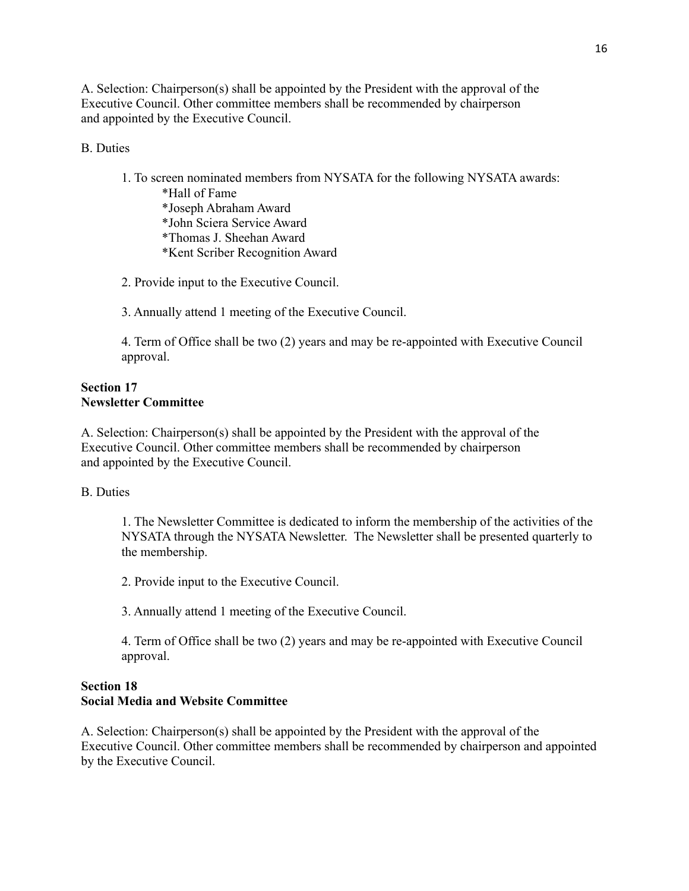A. Selection: Chairperson(s) shall be appointed by the President with the approval of the Executive Council. Other committee members shall be recommended by chairperson and appointed by the Executive Council.

B. Duties

1. To screen nominated members from NYSATA for the following NYSATA awards:
   - *Hall of Fame
   - *Joseph Abraham Award
   - *John Sciera Service Award
   - *Thomas J. Sheehan Award
   - *Kent Scriber Recognition Award

2. Provide input to the Executive Council.

3. Annually attend 1 meeting of the Executive Council.

4. Term of Office shall be two (2) years and may be re-appointed with Executive Council approval.

**Section 17**
**Newsletter Committee**

A. Selection: Chairperson(s) shall be appointed by the President with the approval of the Executive Council. Other committee members shall be recommended by chairperson and appointed by the Executive Council.

B. Duties

1. The Newsletter Committee is dedicated to inform the membership of the activities of the NYSATA through the NYSATA Newsletter. The Newsletter shall be presented quarterly to the membership.

2. Provide input to the Executive Council.

3. Annually attend 1 meeting of the Executive Council.

4. Term of Office shall be two (2) years and may be re-appointed with Executive Council approval.

**Section 18**
**Social Media and Website Committee**

A. Selection: Chairperson(s) shall be appointed by the President with the approval of the Executive Council. Other committee members shall be recommended by chairperson and appointed by the Executive Council.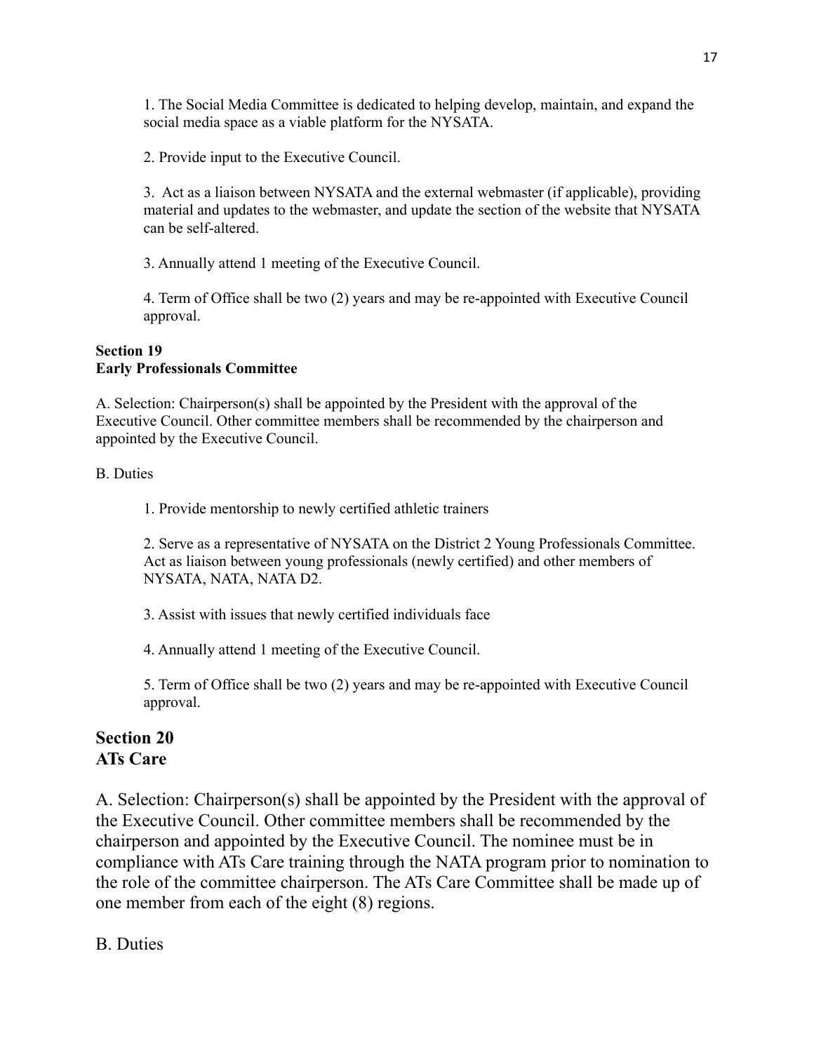1. The Social Media Committee is dedicated to helping develop, maintain, and expand the social media space as a viable platform for the NYSATA.

2. Provide input to the Executive Council.

3. Act as a liaison between NYSATA and the external webmaster (if applicable), providing material and updates to the webmaster, and update the section of the website that NYSATA can be self-altered.

3. Annually attend 1 meeting of the Executive Council.

4. Term of Office shall be two (2) years and may be re-appointed with Executive Council approval.

**Section 19**
**Early Professionals Committee**

A. Selection: Chairperson(s) shall be appointed by the President with the approval of the Executive Council. Other committee members shall be recommended by the chairperson and appointed by the Executive Council.

B. Duties

1. Provide mentorship to newly certified athletic trainers

2. Serve as a representative of NYSATA on the District 2 Young Professionals Committee. Act as liaison between young professionals (newly certified) and other members of NYSATA, NATA, NATA D2.

3. Assist with issues that newly certified individuals face

4. Annually attend 1 meeting of the Executive Council.

5. Term of Office shall be two (2) years and may be re-appointed with Executive Council approval.

## Section 20
## ATs Care

A. Selection: Chairperson(s) shall be appointed by the President with the approval of the Executive Council. Other committee members shall be recommended by the chairperson and appointed by the Executive Council. The nominee must be in compliance with ATs Care training through the NATA program prior to nomination to the role of the committee chairperson. The ATs Care Committee shall be made up of one member from each of the eight (8) regions.

B. Duties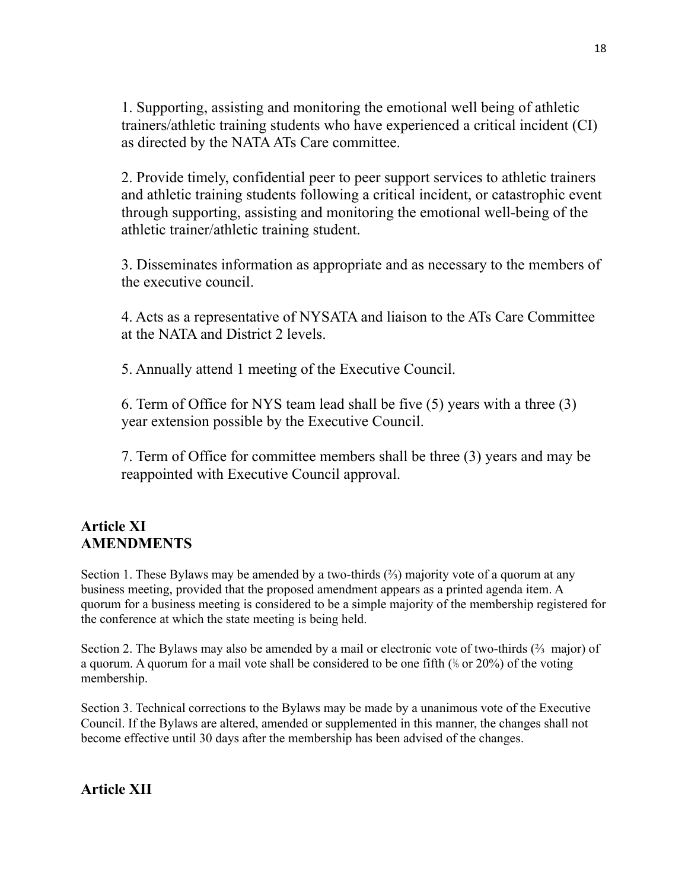1. Supporting, assisting and monitoring the emotional well being of athletic trainers/athletic training students who have experienced a critical incident (CI) as directed by the NATA ATs Care committee.

2. Provide timely, confidential peer to peer support services to athletic trainers and athletic training students following a critical incident, or catastrophic event through supporting, assisting and monitoring the emotional well-being of the athletic trainer/athletic training student.

3. Disseminates information as appropriate and as necessary to the members of the executive council.

4. Acts as a representative of NYSATA and liaison to the ATs Care Committee at the NATA and District 2 levels.

5. Annually attend 1 meeting of the Executive Council.

6. Term of Office for NYS team lead shall be five (5) years with a three (3) year extension possible by the Executive Council.

7. Term of Office for committee members shall be three (3) years and may be reappointed with Executive Council approval.

## Article XI
## AMENDMENTS

Section 1. These Bylaws may be amended by a two-thirds (⅔) majority vote of a quorum at any business meeting, provided that the proposed amendment appears as a printed agenda item. A quorum for a business meeting is considered to be a simple majority of the membership registered for the conference at which the state meeting is being held.

Section 2. The Bylaws may also be amended by a mail or electronic vote of two-thirds (⅔ major) of a quorum. A quorum for a mail vote shall be considered to be one fifth (⅕ or 20%) of the voting membership.

Section 3. Technical corrections to the Bylaws may be made by a unanimous vote of the Executive Council. If the Bylaws are altered, amended or supplemented in this manner, the changes shall not become effective until 30 days after the membership has been advised of the changes.

## Article XII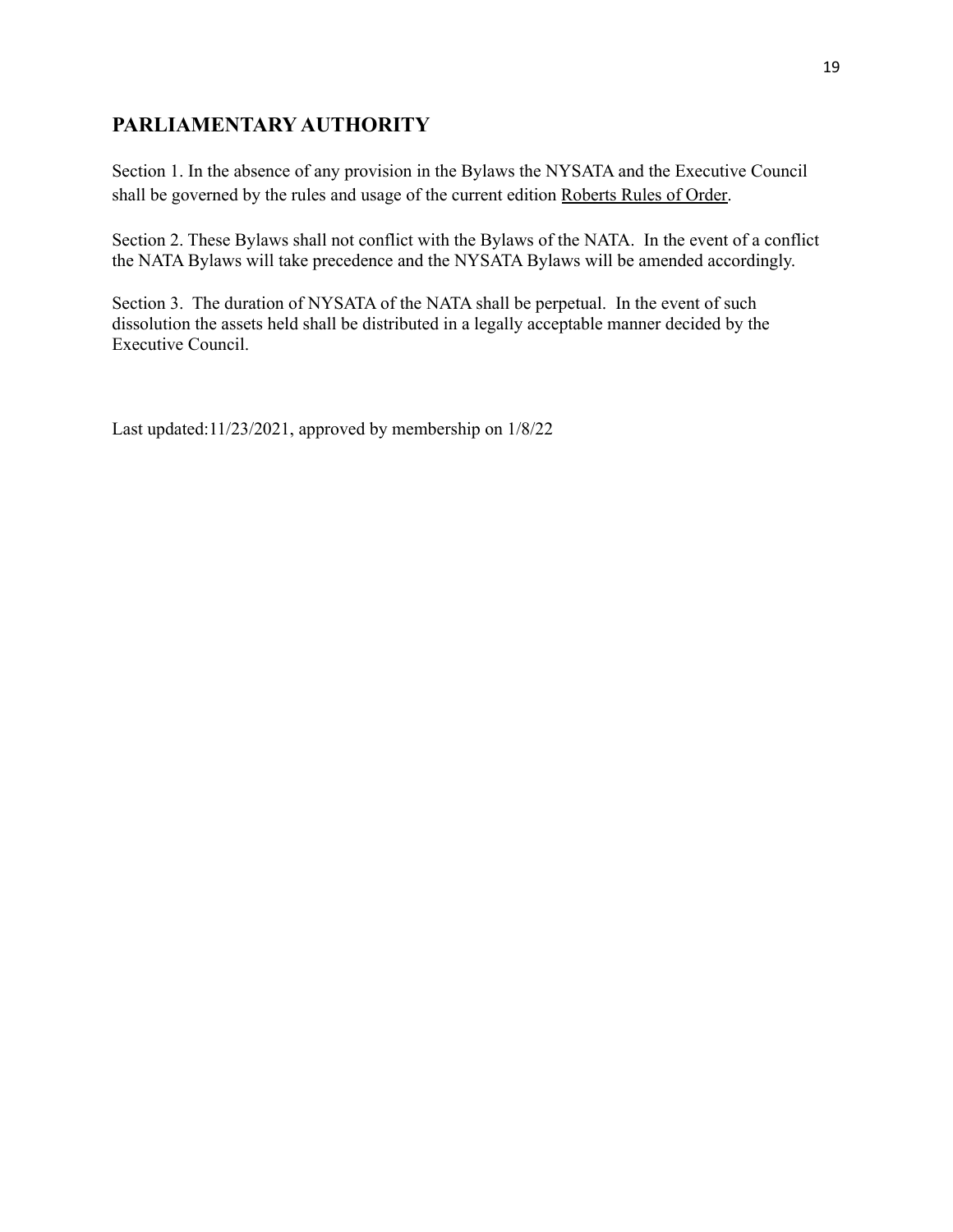## PARLIAMENTARY AUTHORITY

Section 1. In the absence of any provision in the Bylaws the NYSATA and the Executive Council shall be governed by the rules and usage of the current edition Roberts Rules of Order.

Section 2. These Bylaws shall not conflict with the Bylaws of the NATA. In the event of a conflict the NATA Bylaws will take precedence and the NYSATA Bylaws will be amended accordingly.

Section 3. The duration of NYSATA of the NATA shall be perpetual. In the event of such dissolution the assets held shall be distributed in a legally acceptable manner decided by the Executive Council.

Last updated:11/23/2021, approved by membership on 1/8/22